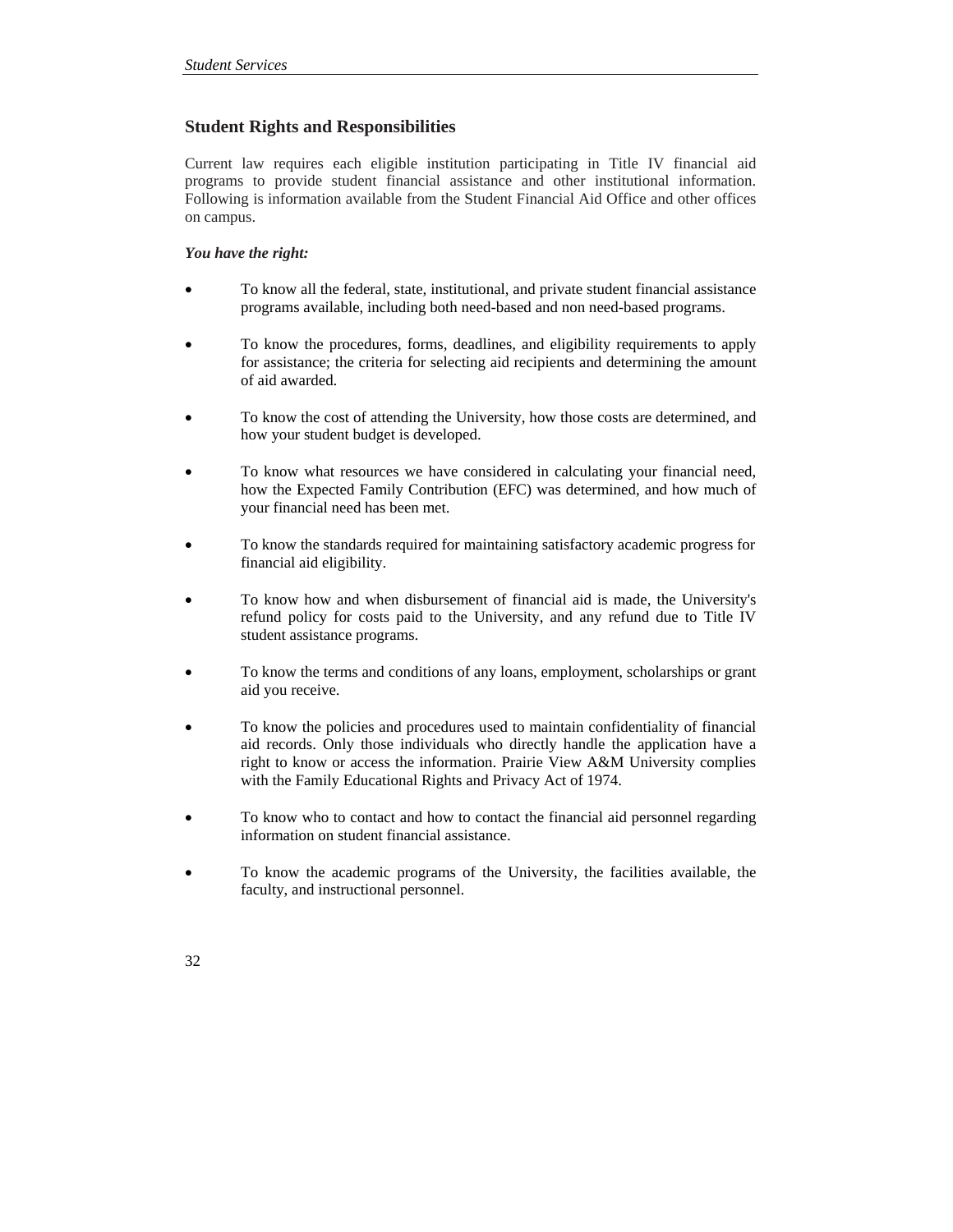## Student Rights and Responsibilities

Current law requires each eligible institution participating in Title IV financial aid programs to provide student financial assistance and other institutional information. Following is information available from the Student Financial Aid Office and other offices on campus.

***You have the right:***

- To know all the federal, state, institutional, and private student financial assistance programs available, including both need-based and non need-based programs.
- To know the procedures, forms, deadlines, and eligibility requirements to apply for assistance; the criteria for selecting aid recipients and determining the amount of aid awarded.
- To know the cost of attending the University, how those costs are determined, and how your student budget is developed.
- To know what resources we have considered in calculating your financial need, how the Expected Family Contribution (EFC) was determined, and how much of your financial need has been met.
- To know the standards required for maintaining satisfactory academic progress for financial aid eligibility.
- To know how and when disbursement of financial aid is made, the University's refund policy for costs paid to the University, and any refund due to Title IV student assistance programs.
- To know the terms and conditions of any loans, employment, scholarships or grant aid you receive.
- To know the policies and procedures used to maintain confidentiality of financial aid records. Only those individuals who directly handle the application have a right to know or access the information. Prairie View A&M University complies with the Family Educational Rights and Privacy Act of 1974.
- To know who to contact and how to contact the financial aid personnel regarding information on student financial assistance.
- To know the academic programs of the University, the facilities available, the faculty, and instructional personnel.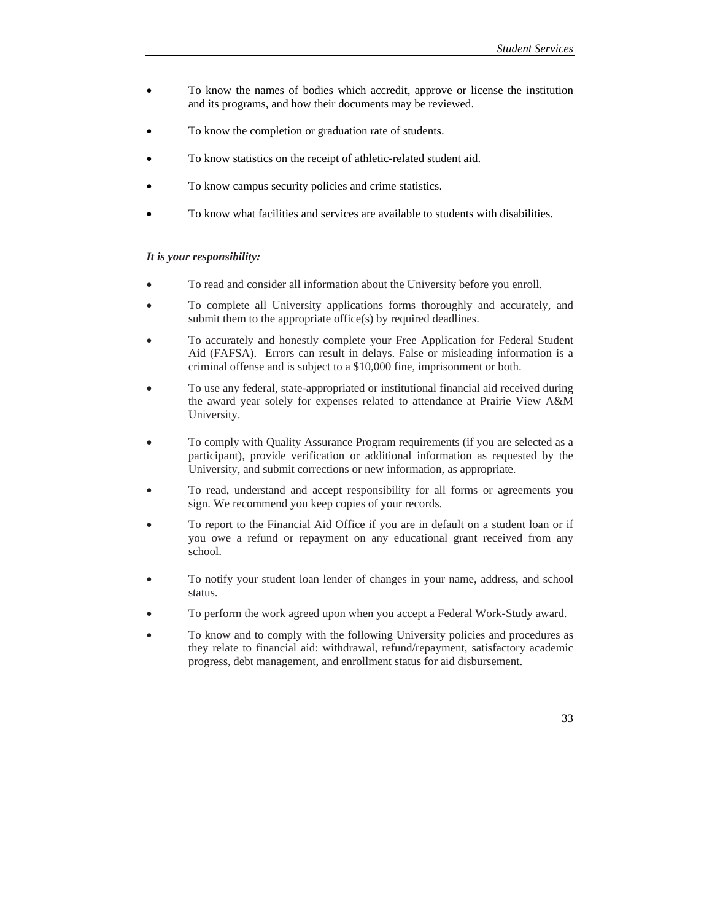- To know the names of bodies which accredit, approve or license the institution and its programs, and how their documents may be reviewed.
- To know the completion or graduation rate of students.
- To know statistics on the receipt of athletic-related student aid.
- To know campus security policies and crime statistics.
- To know what facilities and services are available to students with disabilities.

***It is your responsibility:***

- To read and consider all information about the University before you enroll.
- To complete all University applications forms thoroughly and accurately, and submit them to the appropriate office(s) by required deadlines.
- To accurately and honestly complete your Free Application for Federal Student Aid (FAFSA). Errors can result in delays. False or misleading information is a criminal offense and is subject to a $10,000 fine, imprisonment or both.
- To use any federal, state-appropriated or institutional financial aid received during the award year solely for expenses related to attendance at Prairie View A&M University.
- To comply with Quality Assurance Program requirements (if you are selected as a participant), provide verification or additional information as requested by the University, and submit corrections or new information, as appropriate.
- To read, understand and accept responsibility for all forms or agreements you sign. We recommend you keep copies of your records.
- To report to the Financial Aid Office if you are in default on a student loan or if you owe a refund or repayment on any educational grant received from any school.
- To notify your student loan lender of changes in your name, address, and school status.
- To perform the work agreed upon when you accept a Federal Work-Study award.
- To know and to comply with the following University policies and procedures as they relate to financial aid: withdrawal, refund/repayment, satisfactory academic progress, debt management, and enrollment status for aid disbursement.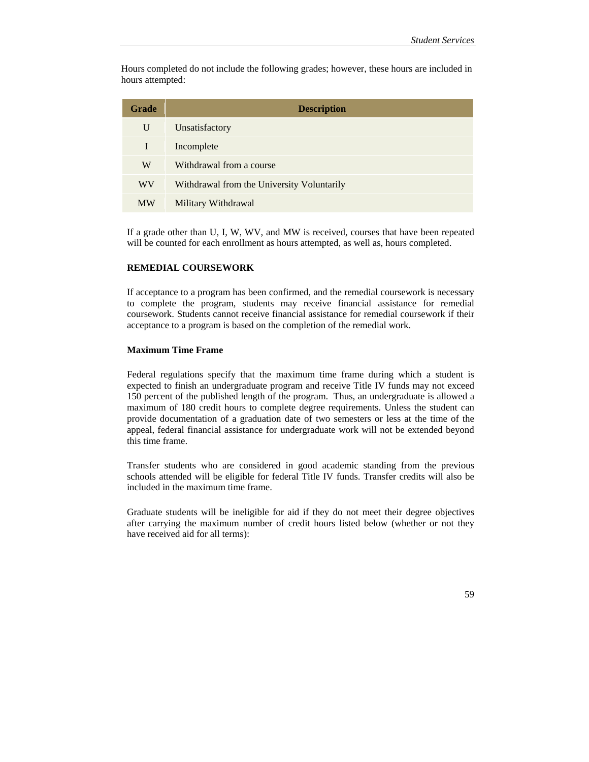Hours completed do not include the following grades; however, these hours are included in hours attempted:

| Grade | Description |
| --- | --- |
| U | Unsatisfactory |
| I | Incomplete |
| W | Withdrawal from a course |
| WV | Withdrawal from the University Voluntarily |
| MW | Military Withdrawal |

If a grade other than U, I, W, WV, and MW is received, courses that have been repeated will be counted for each enrollment as hours attempted, as well as, hours completed.

**REMEDIAL COURSEWORK**

If acceptance to a program has been confirmed, and the remedial coursework is necessary to complete the program, students may receive financial assistance for remedial coursework. Students cannot receive financial assistance for remedial coursework if their acceptance to a program is based on the completion of the remedial work.

**Maximum Time Frame**

Federal regulations specify that the maximum time frame during which a student is expected to finish an undergraduate program and receive Title IV funds may not exceed 150 percent of the published length of the program. Thus, an undergraduate is allowed a maximum of 180 credit hours to complete degree requirements. Unless the student can provide documentation of a graduation date of two semesters or less at the time of the appeal, federal financial assistance for undergraduate work will not be extended beyond this time frame.

Transfer students who are considered in good academic standing from the previous schools attended will be eligible for federal Title IV funds. Transfer credits will also be included in the maximum time frame.

Graduate students will be ineligible for aid if they do not meet their degree objectives after carrying the maximum number of credit hours listed below (whether or not they have received aid for all terms):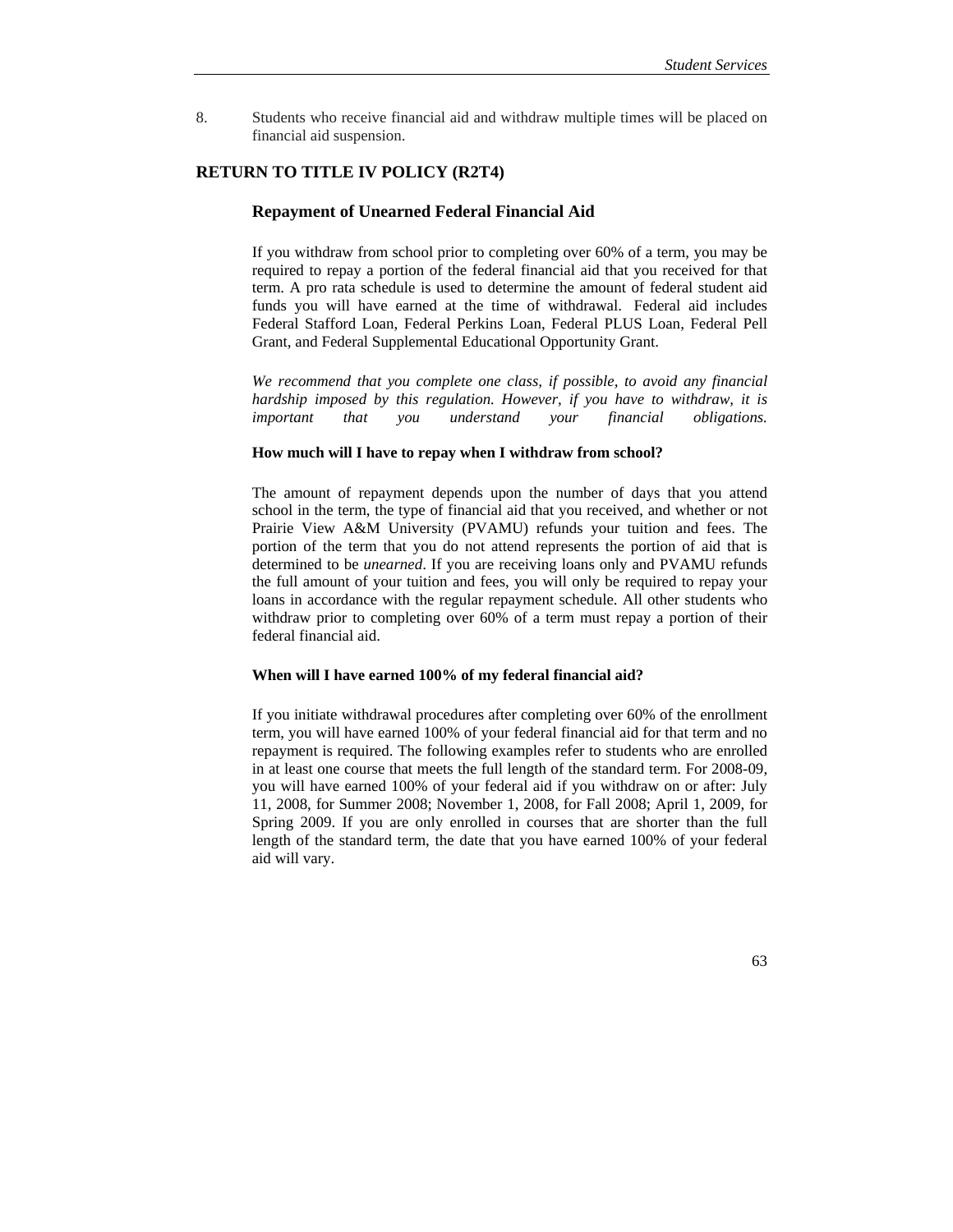8. Students who receive financial aid and withdraw multiple times will be placed on financial aid suspension.

## RETURN TO TITLE IV POLICY (R2T4)

### Repayment of Unearned Federal Financial Aid

If you withdraw from school prior to completing over 60% of a term, you may be required to repay a portion of the federal financial aid that you received for that term. A pro rata schedule is used to determine the amount of federal student aid funds you will have earned at the time of withdrawal. Federal aid includes Federal Stafford Loan, Federal Perkins Loan, Federal PLUS Loan, Federal Pell Grant, and Federal Supplemental Educational Opportunity Grant.

*We recommend that you complete one class, if possible, to avoid any financial hardship imposed by this regulation. However, if you have to withdraw, it is important that you understand your financial obligations.*

**How much will I have to repay when I withdraw from school?**

The amount of repayment depends upon the number of days that you attend school in the term, the type of financial aid that you received, and whether or not Prairie View A&M University (PVAMU) refunds your tuition and fees. The portion of the term that you do not attend represents the portion of aid that is determined to be *unearned*. If you are receiving loans only and PVAMU refunds the full amount of your tuition and fees, you will only be required to repay your loans in accordance with the regular repayment schedule. All other students who withdraw prior to completing over 60% of a term must repay a portion of their federal financial aid.

**When will I have earned 100% of my federal financial aid?**

If you initiate withdrawal procedures after completing over 60% of the enrollment term, you will have earned 100% of your federal financial aid for that term and no repayment is required. The following examples refer to students who are enrolled in at least one course that meets the full length of the standard term. For 2008-09, you will have earned 100% of your federal aid if you withdraw on or after: July 11, 2008, for Summer 2008; November 1, 2008, for Fall 2008; April 1, 2009, for Spring 2009. If you are only enrolled in courses that are shorter than the full length of the standard term, the date that you have earned 100% of your federal aid will vary.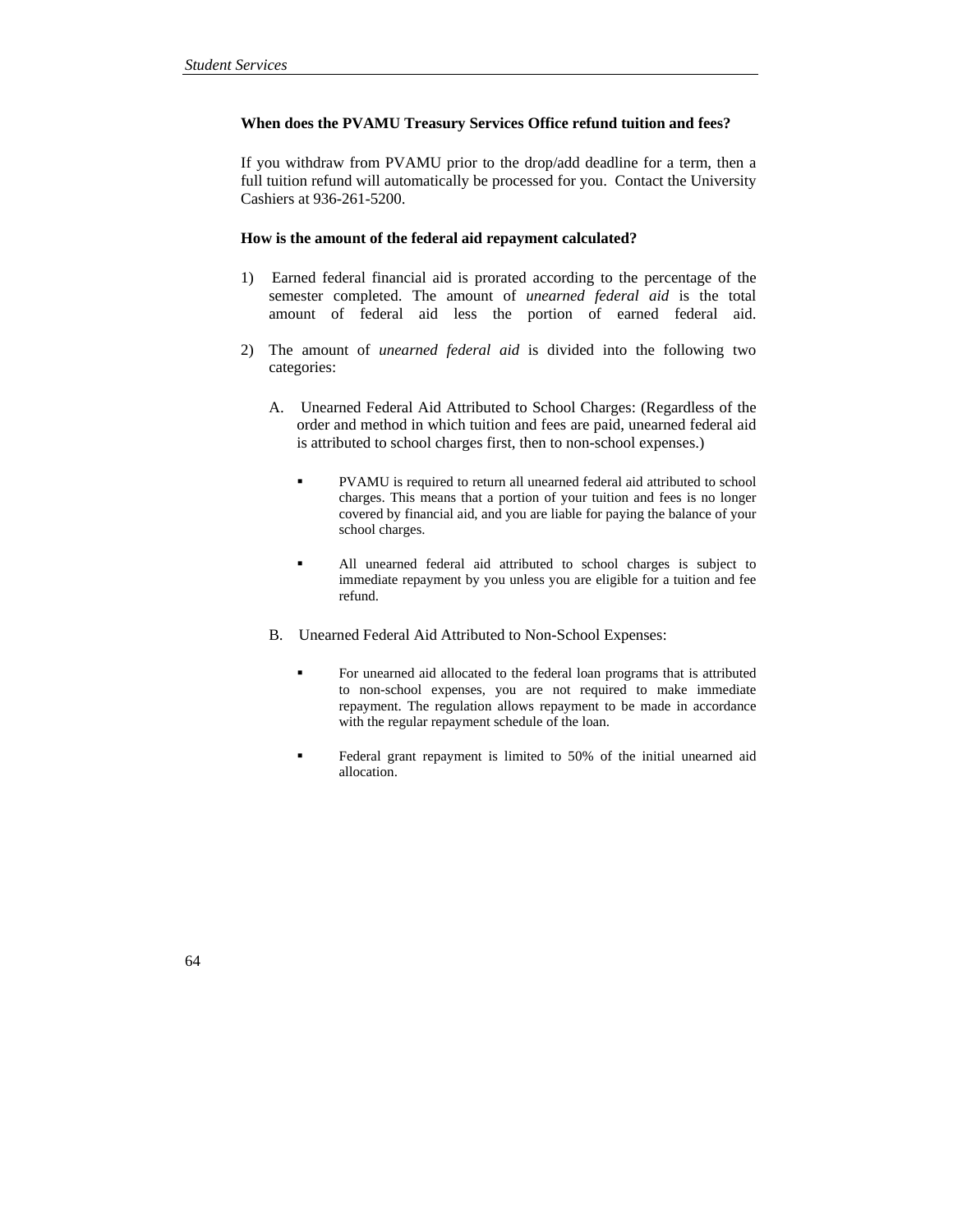**When does the PVAMU Treasury Services Office refund tuition and fees?**

If you withdraw from PVAMU prior to the drop/add deadline for a term, then a full tuition refund will automatically be processed for you. Contact the University Cashiers at 936-261-5200.

**How is the amount of the federal aid repayment calculated?**

1) Earned federal financial aid is prorated according to the percentage of the semester completed. The amount of *unearned federal aid* is the total amount of federal aid less the portion of earned federal aid.

2) The amount of *unearned federal aid* is divided into the following two categories:

   A. Unearned Federal Aid Attributed to School Charges: (Regardless of the order and method in which tuition and fees are paid, unearned federal aid is attributed to school charges first, then to non-school expenses.)

   - PVAMU is required to return all unearned federal aid attributed to school charges. This means that a portion of your tuition and fees is no longer covered by financial aid, and you are liable for paying the balance of your school charges.

   - All unearned federal aid attributed to school charges is subject to immediate repayment by you unless you are eligible for a tuition and fee refund.

   B. Unearned Federal Aid Attributed to Non-School Expenses:

   - For unearned aid allocated to the federal loan programs that is attributed to non-school expenses, you are not required to make immediate repayment. The regulation allows repayment to be made in accordance with the regular repayment schedule of the loan.

   - Federal grant repayment is limited to 50% of the initial unearned aid allocation.